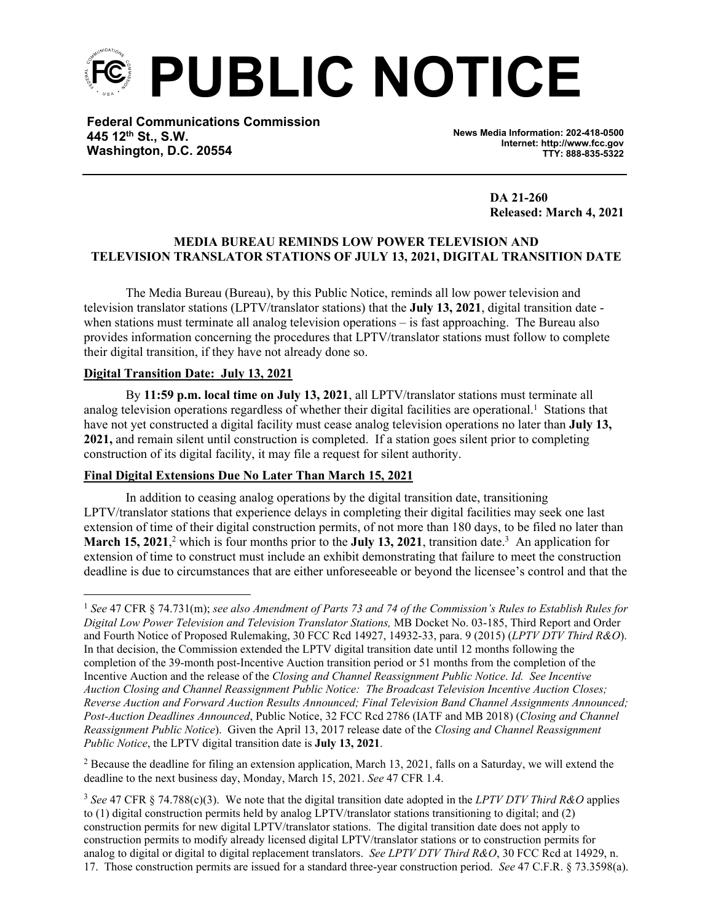# PUBLIC NOTICE

**Federal Communications Commission**
**445 12th St., S.W.**
**Washington, D.C. 20554**

**News Media Information: 202-418-0500**
**Internet: http://www.fcc.gov**
**TTY: 888-835-5322**

**DA 21-260**
**Released: March 4, 2021**

## MEDIA BUREAU REMINDS LOW POWER TELEVISION AND TELEVISION TRANSLATOR STATIONS OF JULY 13, 2021, DIGITAL TRANSITION DATE

The Media Bureau (Bureau), by this Public Notice, reminds all low power television and television translator stations (LPTV/translator stations) that the **July 13, 2021**, digital transition date - when stations must terminate all analog television operations – is fast approaching. The Bureau also provides information concerning the procedures that LPTV/translator stations must follow to complete their digital transition, if they have not already done so.

### Digital Transition Date: July 13, 2021

By **11:59 p.m. local time on July 13, 2021**, all LPTV/translator stations must terminate all analog television operations regardless of whether their digital facilities are operational.[1] Stations that have not yet constructed a digital facility must cease analog television operations no later than **July 13, 2021,** and remain silent until construction is completed. If a station goes silent prior to completing construction of its digital facility, it may file a request for silent authority.

### Final Digital Extensions Due No Later Than March 15, 2021

In addition to ceasing analog operations by the digital transition date, transitioning LPTV/translator stations that experience delays in completing their digital facilities may seek one last extension of time of their digital construction permits, of not more than 180 days, to be filed no later than **March 15, 2021**,[2] which is four months prior to the **July 13, 2021**, transition date.[3] An application for extension of time to construct must include an exhibit demonstrating that failure to meet the construction deadline is due to circumstances that are either unforeseeable or beyond the licensee's control and that the

---

[1] *See* 47 CFR § 74.731(m); *see also Amendment of Parts 73 and 74 of the Commission's Rules to Establish Rules for Digital Low Power Television and Television Translator Stations,* MB Docket No. 03-185, Third Report and Order and Fourth Notice of Proposed Rulemaking, 30 FCC Rcd 14927, 14932-33, para. 9 (2015) (*LPTV DTV Third R&O*). In that decision, the Commission extended the LPTV digital transition date until 12 months following the completion of the 39-month post-Incentive Auction transition period or 51 months from the completion of the Incentive Auction and the release of the *Closing and Channel Reassignment Public Notice*. *Id. See Incentive Auction Closing and Channel Reassignment Public Notice: The Broadcast Television Incentive Auction Closes; Reverse Auction and Forward Auction Results Announced; Final Television Band Channel Assignments Announced; Post-Auction Deadlines Announced*, Public Notice, 32 FCC Rcd 2786 (IATF and MB 2018) (*Closing and Channel Reassignment Public Notice*). Given the April 13, 2017 release date of the *Closing and Channel Reassignment Public Notice*, the LPTV digital transition date is **July 13, 2021**.

[2] Because the deadline for filing an extension application, March 13, 2021, falls on a Saturday, we will extend the deadline to the next business day, Monday, March 15, 2021. *See* 47 CFR 1.4.

[3] *See* 47 CFR § 74.788(c)(3). We note that the digital transition date adopted in the *LPTV DTV Third R&O* applies to (1) digital construction permits held by analog LPTV/translator stations transitioning to digital; and (2) construction permits for new digital LPTV/translator stations. The digital transition date does not apply to construction permits to modify already licensed digital LPTV/translator stations or to construction permits for analog to digital or digital to digital replacement translators. *See LPTV DTV Third R&O*, 30 FCC Rcd at 14929, n. 17. Those construction permits are issued for a standard three-year construction period. *See* 47 C.F.R. § 73.3598(a).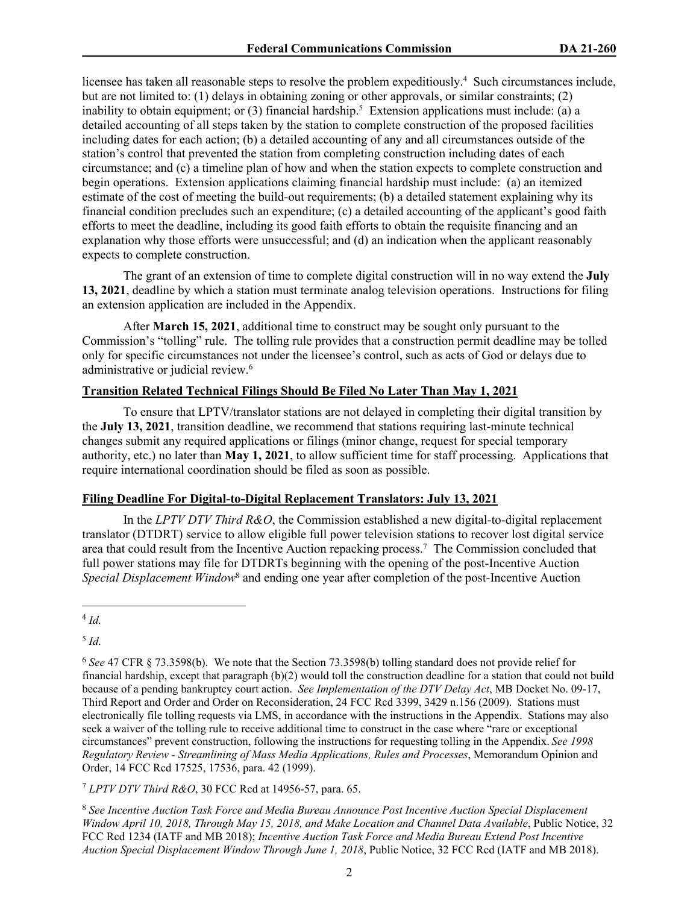licensee has taken all reasonable steps to resolve the problem expeditiously.[4] Such circumstances include, but are not limited to: (1) delays in obtaining zoning or other approvals, or similar constraints; (2) inability to obtain equipment; or (3) financial hardship.[5] Extension applications must include: (a) a detailed accounting of all steps taken by the station to complete construction of the proposed facilities including dates for each action; (b) a detailed accounting of any and all circumstances outside of the station's control that prevented the station from completing construction including dates of each circumstance; and (c) a timeline plan of how and when the station expects to complete construction and begin operations. Extension applications claiming financial hardship must include: (a) an itemized estimate of the cost of meeting the build-out requirements; (b) a detailed statement explaining why its financial condition precludes such an expenditure; (c) a detailed accounting of the applicant's good faith efforts to meet the deadline, including its good faith efforts to obtain the requisite financing and an explanation why those efforts were unsuccessful; and (d) an indication when the applicant reasonably expects to complete construction.

The grant of an extension of time to complete digital construction will in no way extend the **July 13, 2021**, deadline by which a station must terminate analog television operations. Instructions for filing an extension application are included in the Appendix.

After **March 15, 2021**, additional time to construct may be sought only pursuant to the Commission's "tolling" rule. The tolling rule provides that a construction permit deadline may be tolled only for specific circumstances not under the licensee's control, such as acts of God or delays due to administrative or judicial review.[6]

**Transition Related Technical Filings Should Be Filed No Later Than May 1, 2021**

To ensure that LPTV/translator stations are not delayed in completing their digital transition by the **July 13, 2021**, transition deadline, we recommend that stations requiring last-minute technical changes submit any required applications or filings (minor change, request for special temporary authority, etc.) no later than **May 1, 2021**, to allow sufficient time for staff processing. Applications that require international coordination should be filed as soon as possible.

**Filing Deadline For Digital-to-Digital Replacement Translators: July 13, 2021**

In the *LPTV DTV Third R&O*, the Commission established a new digital-to-digital replacement translator (DTDRT) service to allow eligible full power television stations to recover lost digital service area that could result from the Incentive Auction repacking process.[7] The Commission concluded that full power stations may file for DTDRTs beginning with the opening of the post-Incentive Auction *Special Displacement Window*[8] and ending one year after completion of the post-Incentive Auction

---

[4] *Id.*

[5] *Id.*

[6] *See* 47 CFR § 73.3598(b). We note that the Section 73.3598(b) tolling standard does not provide relief for financial hardship, except that paragraph (b)(2) would toll the construction deadline for a station that could not build because of a pending bankruptcy court action. *See Implementation of the DTV Delay Act*, MB Docket No. 09-17, Third Report and Order and Order on Reconsideration, 24 FCC Rcd 3399, 3429 n.156 (2009). Stations must electronically file tolling requests via LMS, in accordance with the instructions in the Appendix. Stations may also seek a waiver of the tolling rule to receive additional time to construct in the case where "rare or exceptional circumstances" prevent construction, following the instructions for requesting tolling in the Appendix. *See 1998 Regulatory Review - Streamlining of Mass Media Applications, Rules and Processes*, Memorandum Opinion and Order, 14 FCC Rcd 17525, 17536, para. 42 (1999).

[7] *LPTV DTV Third R&O*, 30 FCC Rcd at 14956-57, para. 65.

[8] *See Incentive Auction Task Force and Media Bureau Announce Post Incentive Auction Special Displacement Window April 10, 2018, Through May 15, 2018, and Make Location and Channel Data Available*, Public Notice, 32 FCC Rcd 1234 (IATF and MB 2018); *Incentive Auction Task Force and Media Bureau Extend Post Incentive Auction Special Displacement Window Through June 1, 2018*, Public Notice, 32 FCC Rcd (IATF and MB 2018).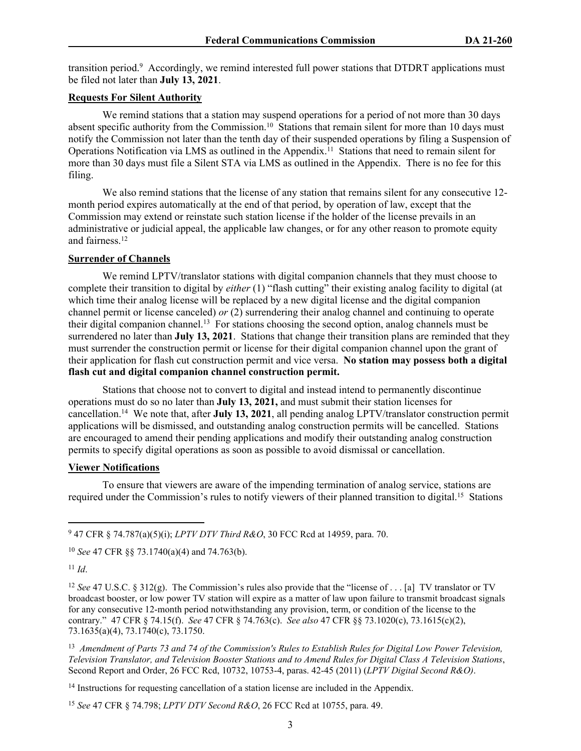transition period.[9] Accordingly, we remind interested full power stations that DTDRT applications must be filed not later than **July 13, 2021**.

**Requests For Silent Authority**

We remind stations that a station may suspend operations for a period of not more than 30 days absent specific authority from the Commission.[10] Stations that remain silent for more than 10 days must notify the Commission not later than the tenth day of their suspended operations by filing a Suspension of Operations Notification via LMS as outlined in the Appendix.[11] Stations that need to remain silent for more than 30 days must file a Silent STA via LMS as outlined in the Appendix. There is no fee for this filing.

We also remind stations that the license of any station that remains silent for any consecutive 12-month period expires automatically at the end of that period, by operation of law, except that the Commission may extend or reinstate such station license if the holder of the license prevails in an administrative or judicial appeal, the applicable law changes, or for any other reason to promote equity and fairness.[12]

**Surrender of Channels**

We remind LPTV/translator stations with digital companion channels that they must choose to complete their transition to digital by *either* (1) "flash cutting" their existing analog facility to digital (at which time their analog license will be replaced by a new digital license and the digital companion channel permit or license canceled) *or* (2) surrendering their analog channel and continuing to operate their digital companion channel.[13] For stations choosing the second option, analog channels must be surrendered no later than **July 13, 2021**. Stations that change their transition plans are reminded that they must surrender the construction permit or license for their digital companion channel upon the grant of their application for flash cut construction permit and vice versa. **No station may possess both a digital flash cut and digital companion channel construction permit.**

Stations that choose not to convert to digital and instead intend to permanently discontinue operations must do so no later than **July 13, 2021,** and must submit their station licenses for cancellation.[14] We note that, after **July 13, 2021**, all pending analog LPTV/translator construction permit applications will be dismissed, and outstanding analog construction permits will be cancelled. Stations are encouraged to amend their pending applications and modify their outstanding analog construction permits to specify digital operations as soon as possible to avoid dismissal or cancellation.

**Viewer Notifications**

To ensure that viewers are aware of the impending termination of analog service, stations are required under the Commission's rules to notify viewers of their planned transition to digital.[15] Stations

---

[9] 47 CFR § 74.787(a)(5)(i); *LPTV DTV Third R&O*, 30 FCC Rcd at 14959, para. 70.

[10] *See* 47 CFR §§ 73.1740(a)(4) and 74.763(b).

[11] *Id*.

[12] *See* 47 U.S.C. § 312(g). The Commission's rules also provide that the "license of . . . [a] TV translator or TV broadcast booster, or low power TV station will expire as a matter of law upon failure to transmit broadcast signals for any consecutive 12-month period notwithstanding any provision, term, or condition of the license to the contrary." 47 CFR § 74.15(f). *See* 47 CFR § 74.763(c). *See also* 47 CFR §§ 73.1020(c), 73.1615(c)(2), 73.1635(a)(4), 73.1740(c), 73.1750.

[13] *Amendment of Parts 73 and 74 of the Commission's Rules to Establish Rules for Digital Low Power Television, Television Translator, and Television Booster Stations and to Amend Rules for Digital Class A Television Stations*, Second Report and Order, 26 FCC Rcd, 10732, 10753-4, paras. 42-45 (2011) (*LPTV Digital Second R&O)*.

[14] Instructions for requesting cancellation of a station license are included in the Appendix.

[15] *See* 47 CFR § 74.798; *LPTV DTV Second R&O*, 26 FCC Rcd at 10755, para. 49.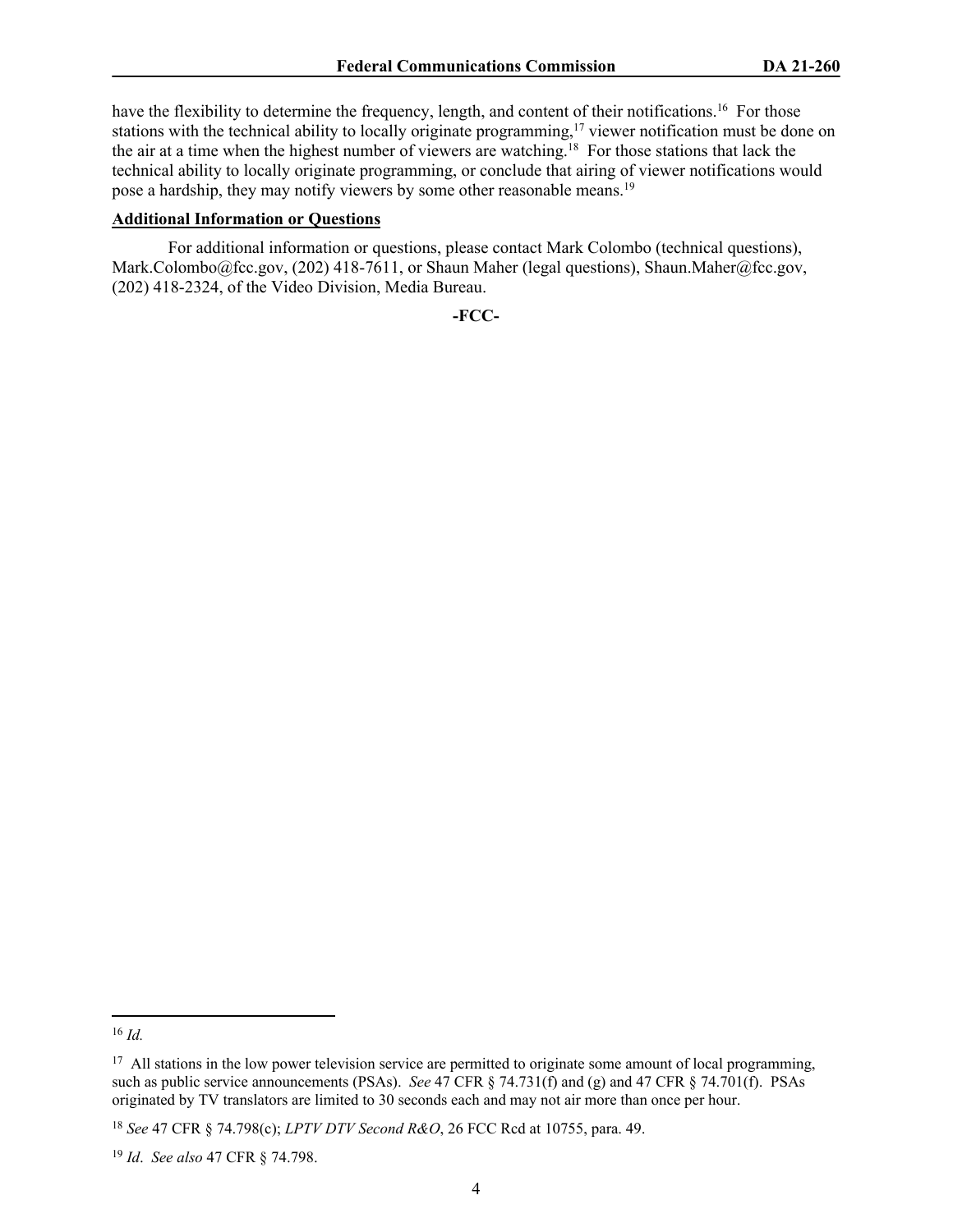have the flexibility to determine the frequency, length, and content of their notifications.[16] For those stations with the technical ability to locally originate programming,[17] viewer notification must be done on the air at a time when the highest number of viewers are watching.[18] For those stations that lack the technical ability to locally originate programming, or conclude that airing of viewer notifications would pose a hardship, they may notify viewers by some other reasonable means.[19]

**Additional Information or Questions**

For additional information or questions, please contact Mark Colombo (technical questions), Mark.Colombo@fcc.gov, (202) 418-7611, or Shaun Maher (legal questions), Shaun.Maher@fcc.gov, (202) 418-2324, of the Video Division, Media Bureau.

**-FCC-**

---

[16] *Id.*

[17] All stations in the low power television service are permitted to originate some amount of local programming, such as public service announcements (PSAs). *See* 47 CFR § 74.731(f) and (g) and 47 CFR § 74.701(f). PSAs originated by TV translators are limited to 30 seconds each and may not air more than once per hour.

[18] *See* 47 CFR § 74.798(c); *LPTV DTV Second R&O*, 26 FCC Rcd at 10755, para. 49.

[19] *Id*. *See also* 47 CFR § 74.798.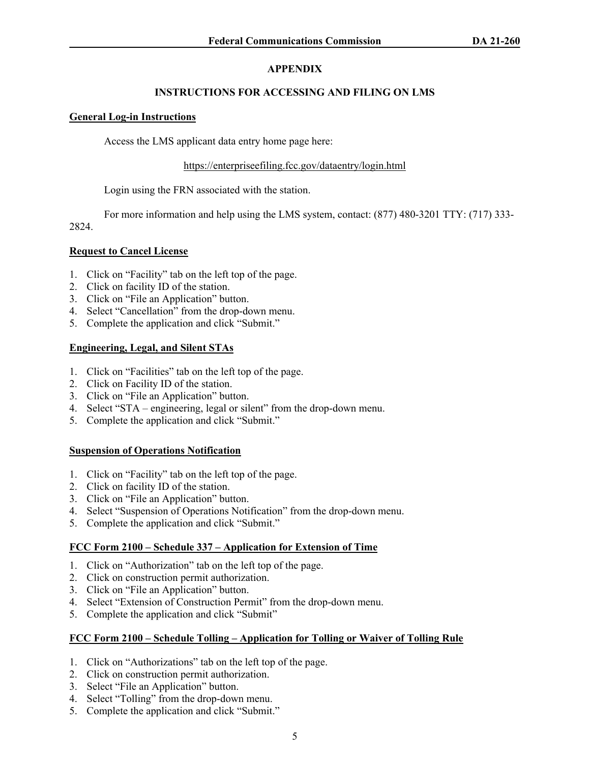## APPENDIX

## INSTRUCTIONS FOR ACCESSING AND FILING ON LMS

**General Log-in Instructions**

Access the LMS applicant data entry home page here:

https://enterpriseefiling.fcc.gov/dataentry/login.html

Login using the FRN associated with the station.

For more information and help using the LMS system, contact: (877) 480-3201 TTY: (717) 333-2824.

**Request to Cancel License**

1. Click on "Facility" tab on the left top of the page.
2. Click on facility ID of the station.
3. Click on "File an Application" button.
4. Select "Cancellation" from the drop-down menu.
5. Complete the application and click "Submit."

**Engineering, Legal, and Silent STAs**

1. Click on "Facilities" tab on the left top of the page.
2. Click on Facility ID of the station.
3. Click on "File an Application" button.
4. Select "STA – engineering, legal or silent" from the drop-down menu.
5. Complete the application and click "Submit."

**Suspension of Operations Notification**

1. Click on "Facility" tab on the left top of the page.
2. Click on facility ID of the station.
3. Click on "File an Application" button.
4. Select "Suspension of Operations Notification" from the drop-down menu.
5. Complete the application and click "Submit."

**FCC Form 2100 – Schedule 337 – Application for Extension of Time**

1. Click on "Authorization" tab on the left top of the page.
2. Click on construction permit authorization.
3. Click on "File an Application" button.
4. Select "Extension of Construction Permit" from the drop-down menu.
5. Complete the application and click "Submit"

**FCC Form 2100 – Schedule Tolling – Application for Tolling or Waiver of Tolling Rule**

1. Click on "Authorizations" tab on the left top of the page.
2. Click on construction permit authorization.
3. Select "File an Application" button.
4. Select "Tolling" from the drop-down menu.
5. Complete the application and click "Submit."